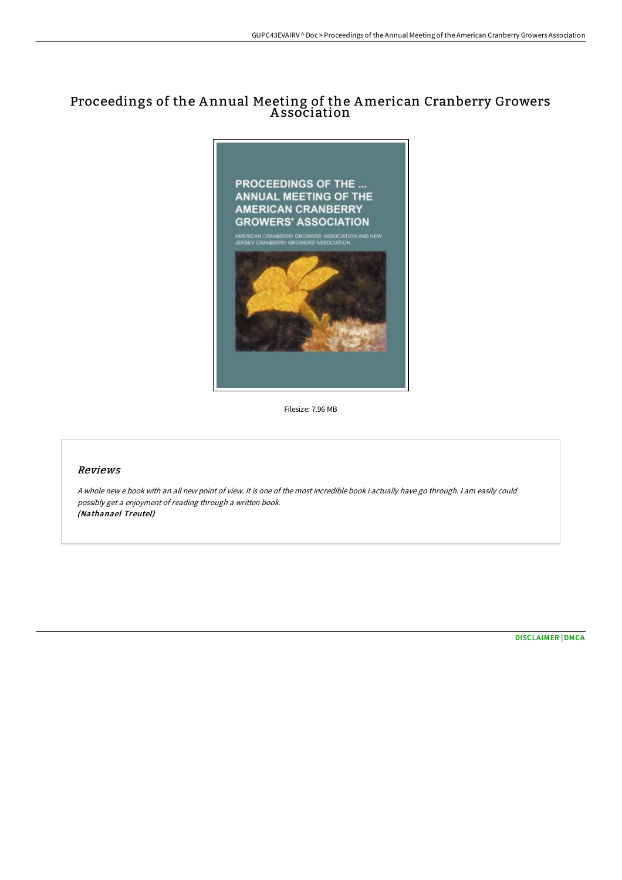# Proceedings of the Annual Meeting of the American Cranberry Growers Association

Filesize: 7.96 MB

## Reviews

*A whole new e book with an all new point of view. It is one of the most incredible book i actually have go through. I am easily could possibly get a enjoyment of reading through a written book.*
***(Nathanael Treutel)***

[DISCLAIMER](#) | [DMCA](#)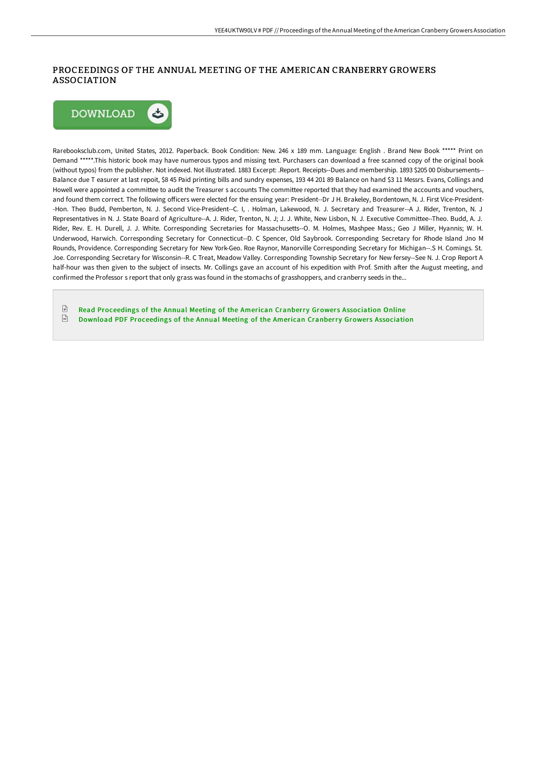# PROCEEDINGS OF THE ANNUAL MEETING OF THE AMERICAN CRANBERRY GROWERS ASSOCIATION

Rarebooksclub.com, United States, 2012. Paperback. Book Condition: New. 246 x 189 mm. Language: English . Brand New Book ***** Print on Demand *****.This historic book may have numerous typos and missing text. Purchasers can download a free scanned copy of the original book (without typos) from the publisher. Not indexed. Not illustrated. 1883 Excerpt: .Report. Receipts--Dues and membership. 1893 $205 00 Disbursements--Balance due T easurer at last repoit, $8 45 Paid printing bills and sundry expenses, 193 44 201 89 Balance on hand $3 11 Messrs. Evans, Collings and Howell were appointed a committee to audit the Treasurer s accounts The committee reported that they had examined the accounts and vouchers, and found them correct. The following officers were elected for the ensuing year: President--Dr J H. Brakeley, Bordentown, N. J. First Vice-President--Hon. Theo Budd, Pemberton, N. J. Second Vice-President--C. I, . Holman, Lakewood, N. J. Secretary and Treasurer--A J. Rider, Trenton, N. J Representatives in N. J. State Board of Agriculture--A. J. Rider, Trenton, N. J; J. J. White, New Lisbon, N. J. Executive Committee--Theo. Budd, A. J. Rider, Rev. E. H. Durell, J. J. White. Corresponding Secretaries for Massachusetts--O. M. Holmes, Mashpee Mass.; Geo J Miller, Hyannis; W. H. Underwood, Harwich. Corresponding Secretary for Connecticut--D. C Spencer, Old Saybrook. Corresponding Secretary for Rhode Island Jno M Rounds, Providence. Corresponding Secretary for New York-Geo. Roe Raynor, Manorville Corresponding Secretary for Michigan--.S H. Comings. St. Joe. Corresponding Secretary for Wisconsin--R. C Treat, Meadow Valley. Corresponding Township Secretary for New fersey--See N. J. Crop Report A half-hour was then given to the subject of insects. Mr. Collings gave an account of his expedition with Prof. Smith after the August meeting, and confirmed the Professor s report that only grass was found in the stomachs of grasshoppers, and cranberry seeds in the...

Read Proceedings of the Annual Meeting of the American Cranberry Growers Association Online

Download PDF Proceedings of the Annual Meeting of the American Cranberry Growers Association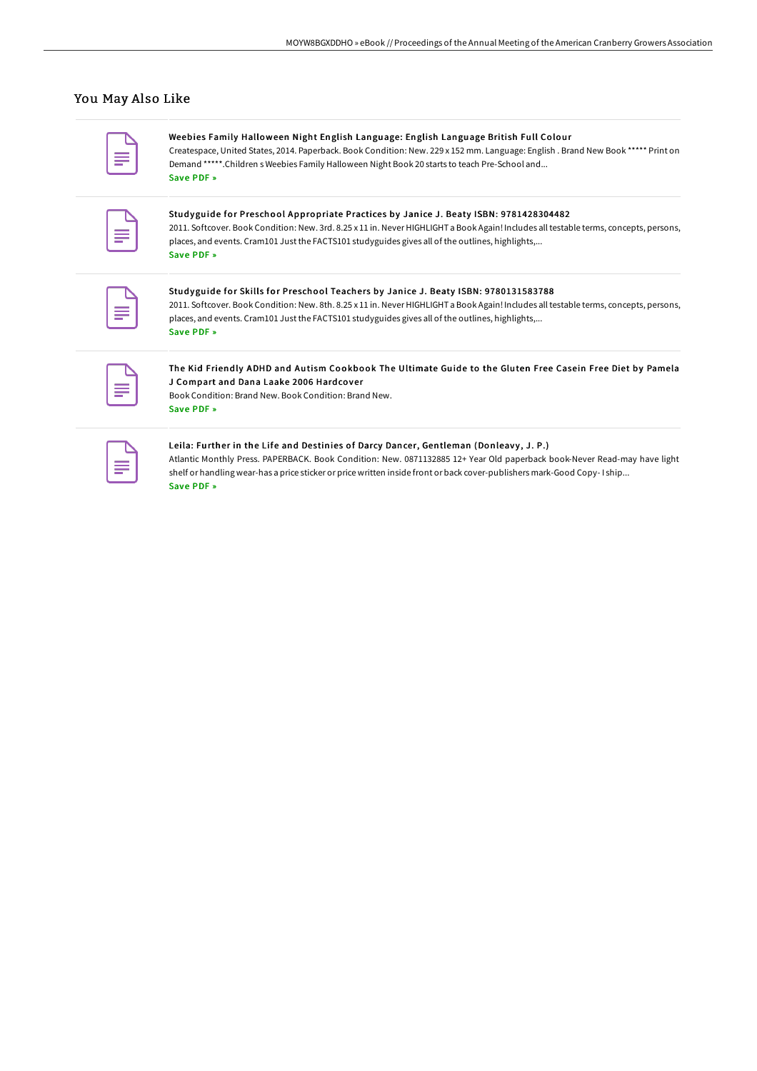## You May Also Like

**Weebies Family Halloween Night English Language: English Language British Full Colour**
Createspace, United States, 2014. Paperback. Book Condition: New. 229 x 152 mm. Language: English . Brand New Book ***** Print on Demand *****.Children s Weebies Family Halloween Night Book 20 starts to teach Pre-School and...
Save PDF »

**Studyguide for Preschool Appropriate Practices by Janice J. Beaty ISBN: 9781428304482**
2011. Softcover. Book Condition: New. 3rd. 8.25 x 11 in. Never HIGHLIGHT a Book Again! Includes all testable terms, concepts, persons, places, and events. Cram101 Just the FACTS101 studyguides gives all of the outlines, highlights,...
Save PDF »

**Studyguide for Skills for Preschool Teachers by Janice J. Beaty ISBN: 9780131583788**
2011. Softcover. Book Condition: New. 8th. 8.25 x 11 in. Never HIGHLIGHT a Book Again! Includes all testable terms, concepts, persons, places, and events. Cram101 Just the FACTS101 studyguides gives all of the outlines, highlights,...
Save PDF »

**The Kid Friendly ADHD and Autism Cookbook The Ultimate Guide to the Gluten Free Casein Free Diet by Pamela J Compart and Dana Laake 2006 Hardcover**
Book Condition: Brand New. Book Condition: Brand New.
Save PDF »

**Leila: Further in the Life and Destinies of Darcy Dancer, Gentleman (Donleavy, J. P.)**
Atlantic Monthly Press. PAPERBACK. Book Condition: New. 0871132885 12+ Year Old paperback book-Never Read-may have light shelf or handling wear-has a price sticker or price written inside front or back cover-publishers mark-Good Copy- I ship...
Save PDF »